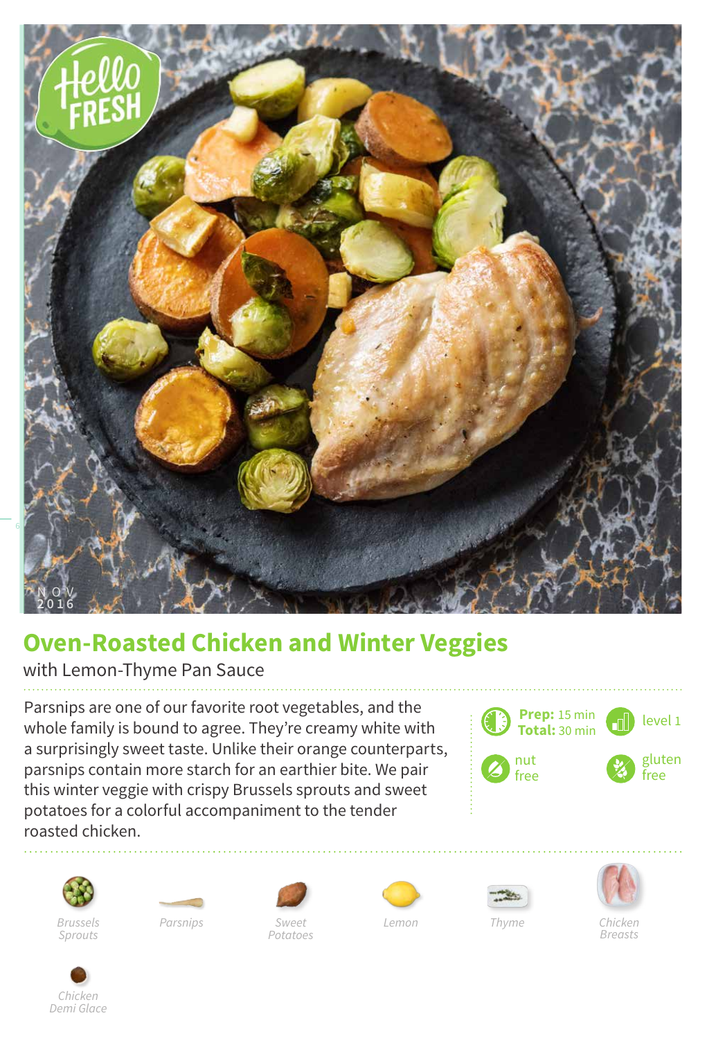# Oven-Roasted Chicken and Winter Veggies

with Lemon-Thyme Pan Sauce

Parsnips are one of our favorite root vegetables, and the whole family is bound to agree. They're creamy white with a surprisingly sweet taste. Unlike their orange counterparts, parsnips contain more starch for an earthier bite. We pair this winter veggie with crispy Brussels sprouts and sweet potatoes for a colorful accompaniment to the tender roasted chicken.

**Prep:** 15 min
**Total:** 30 min

level 1

nut free

gluten free

Brussels Sprouts

Parsnips

Sweet Potatoes

Lemon

Thyme

Chicken Breasts

Chicken Demi Glace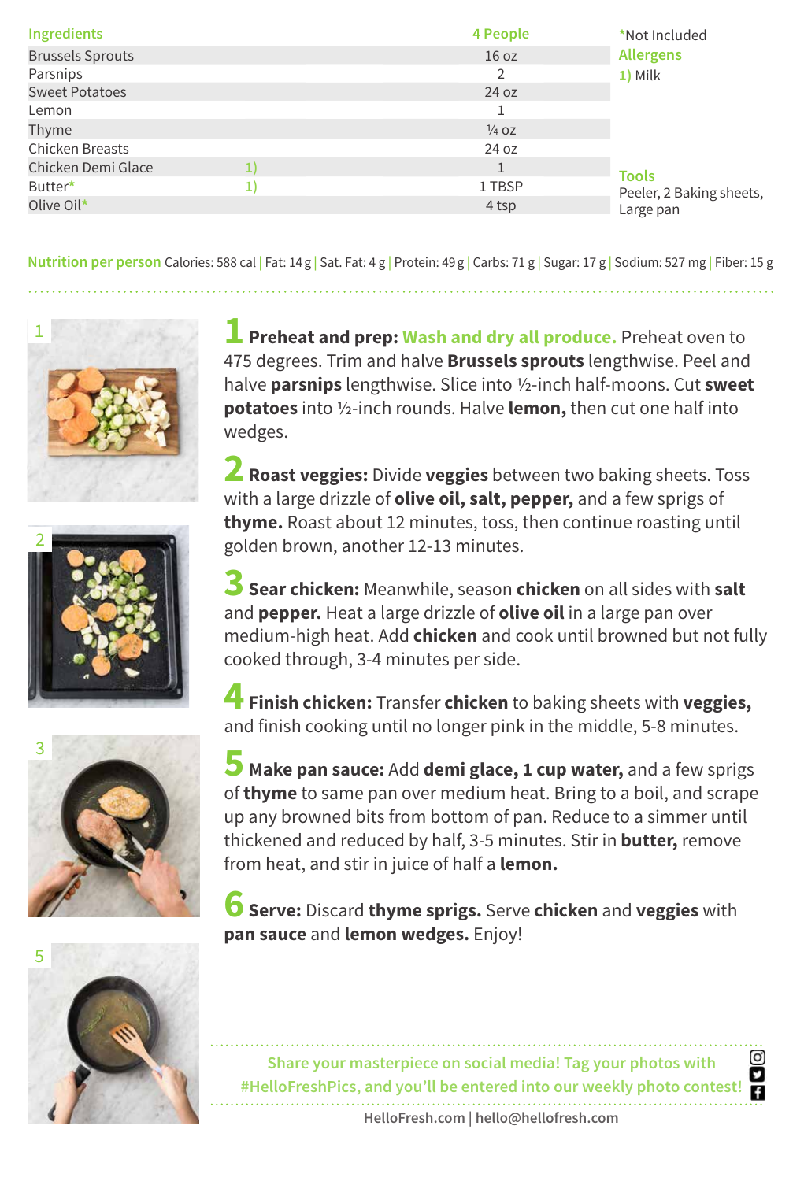| Ingredients | | 4 People |
|---|---|---|
| Brussels Sprouts | | 16 oz |
| Parsnips | | 2 |
| Sweet Potatoes | | 24 oz |
| Lemon | | 1 |
| Thyme | | ¼ oz |
| Chicken Breasts | | 24 oz |
| Chicken Demi Glace | 1) | 1 |
| Butter* | 1) | 1 TBSP |
| Olive Oil* | | 4 tsp |

*Not Included

**Allergens**

1) Milk

**Tools**

Peeler, 2 Baking sheets, Large pan

**Nutrition per person** Calories: 588 cal | Fat: 14 g | Sat. Fat: 4 g | Protein: 49 g | Carbs: 71 g | Sugar: 17 g | Sodium: 527 mg | Fiber: 15 g

1

**1 Preheat and prep:** **Wash and dry all produce.** Preheat oven to 475 degrees. Trim and halve **Brussels sprouts** lengthwise. Peel and halve **parsnips** lengthwise. Slice into ½-inch half-moons. Cut **sweet potatoes** into ½-inch rounds. Halve **lemon,** then cut one half into wedges.

2

**2 Roast veggies:** Divide **veggies** between two baking sheets. Toss with a large drizzle of **olive oil, salt, pepper,** and a few sprigs of **thyme.** Roast about 12 minutes, toss, then continue roasting until golden brown, another 12-13 minutes.

3

**3 Sear chicken:** Meanwhile, season **chicken** on all sides with **salt** and **pepper.** Heat a large drizzle of **olive oil** in a large pan over medium-high heat. Add **chicken** and cook until browned but not fully cooked through, 3-4 minutes per side.

**4 Finish chicken:** Transfer **chicken** to baking sheets with **veggies,** and finish cooking until no longer pink in the middle, 5-8 minutes.

5

**5 Make pan sauce:** Add **demi glace, 1 cup water,** and a few sprigs of **thyme** to same pan over medium heat. Bring to a boil, and scrape up any browned bits from bottom of pan. Reduce to a simmer until thickened and reduced by half, 3-5 minutes. Stir in **butter,** remove from heat, and stir in juice of half a **lemon.**

**6 Serve:** Discard **thyme sprigs.** Serve **chicken** and **veggies** with **pan sauce** and **lemon wedges.** Enjoy!

Share your masterpiece on social media! Tag your photos with #HelloFreshPics, and you'll be entered into our weekly photo contest!

HelloFresh.com | hello@hellofresh.com